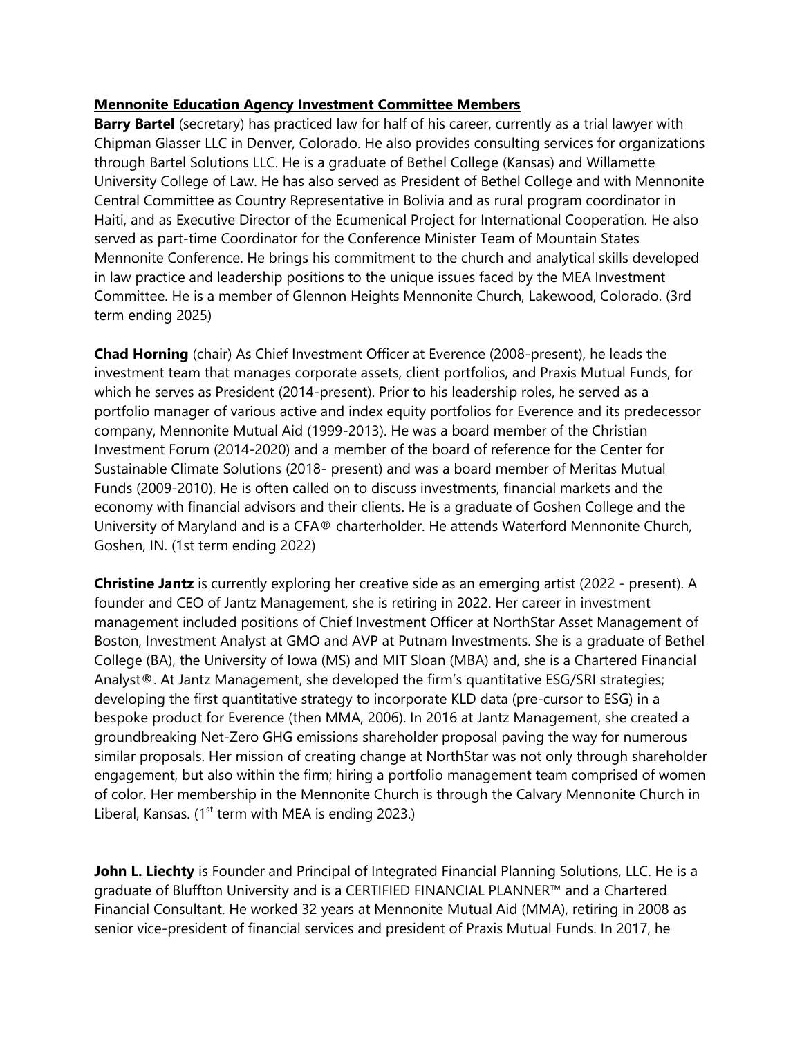**Mennonite Education Agency Investment Committee Members**

**Barry Bartel** (secretary) has practiced law for half of his career, currently as a trial lawyer with Chipman Glasser LLC in Denver, Colorado. He also provides consulting services for organizations through Bartel Solutions LLC. He is a graduate of Bethel College (Kansas) and Willamette University College of Law. He has also served as President of Bethel College and with Mennonite Central Committee as Country Representative in Bolivia and as rural program coordinator in Haiti, and as Executive Director of the Ecumenical Project for International Cooperation. He also served as part-time Coordinator for the Conference Minister Team of Mountain States Mennonite Conference. He brings his commitment to the church and analytical skills developed in law practice and leadership positions to the unique issues faced by the MEA Investment Committee. He is a member of Glennon Heights Mennonite Church, Lakewood, Colorado. (3rd term ending 2025)

**Chad Horning** (chair) As Chief Investment Officer at Everence (2008-present), he leads the investment team that manages corporate assets, client portfolios, and Praxis Mutual Funds, for which he serves as President (2014-present). Prior to his leadership roles, he served as a portfolio manager of various active and index equity portfolios for Everence and its predecessor company, Mennonite Mutual Aid (1999-2013). He was a board member of the Christian Investment Forum (2014-2020) and a member of the board of reference for the Center for Sustainable Climate Solutions (2018- present) and was a board member of Meritas Mutual Funds (2009-2010). He is often called on to discuss investments, financial markets and the economy with financial advisors and their clients. He is a graduate of Goshen College and the University of Maryland and is a CFA® charterholder. He attends Waterford Mennonite Church, Goshen, IN. (1st term ending 2022)

**Christine Jantz** is currently exploring her creative side as an emerging artist (2022 - present). A founder and CEO of Jantz Management, she is retiring in 2022. Her career in investment management included positions of Chief Investment Officer at NorthStar Asset Management of Boston, Investment Analyst at GMO and AVP at Putnam Investments. She is a graduate of Bethel College (BA), the University of Iowa (MS) and MIT Sloan (MBA) and, she is a Chartered Financial Analyst®. At Jantz Management, she developed the firm's quantitative ESG/SRI strategies; developing the first quantitative strategy to incorporate KLD data (pre-cursor to ESG) in a bespoke product for Everence (then MMA, 2006). In 2016 at Jantz Management, she created a groundbreaking Net-Zero GHG emissions shareholder proposal paving the way for numerous similar proposals. Her mission of creating change at NorthStar was not only through shareholder engagement, but also within the firm; hiring a portfolio management team comprised of women of color. Her membership in the Mennonite Church is through the Calvary Mennonite Church in Liberal, Kansas. (1st term with MEA is ending 2023.)

**John L. Liechty** is Founder and Principal of Integrated Financial Planning Solutions, LLC. He is a graduate of Bluffton University and is a CERTIFIED FINANCIAL PLANNER™ and a Chartered Financial Consultant. He worked 32 years at Mennonite Mutual Aid (MMA), retiring in 2008 as senior vice-president of financial services and president of Praxis Mutual Funds. In 2017, he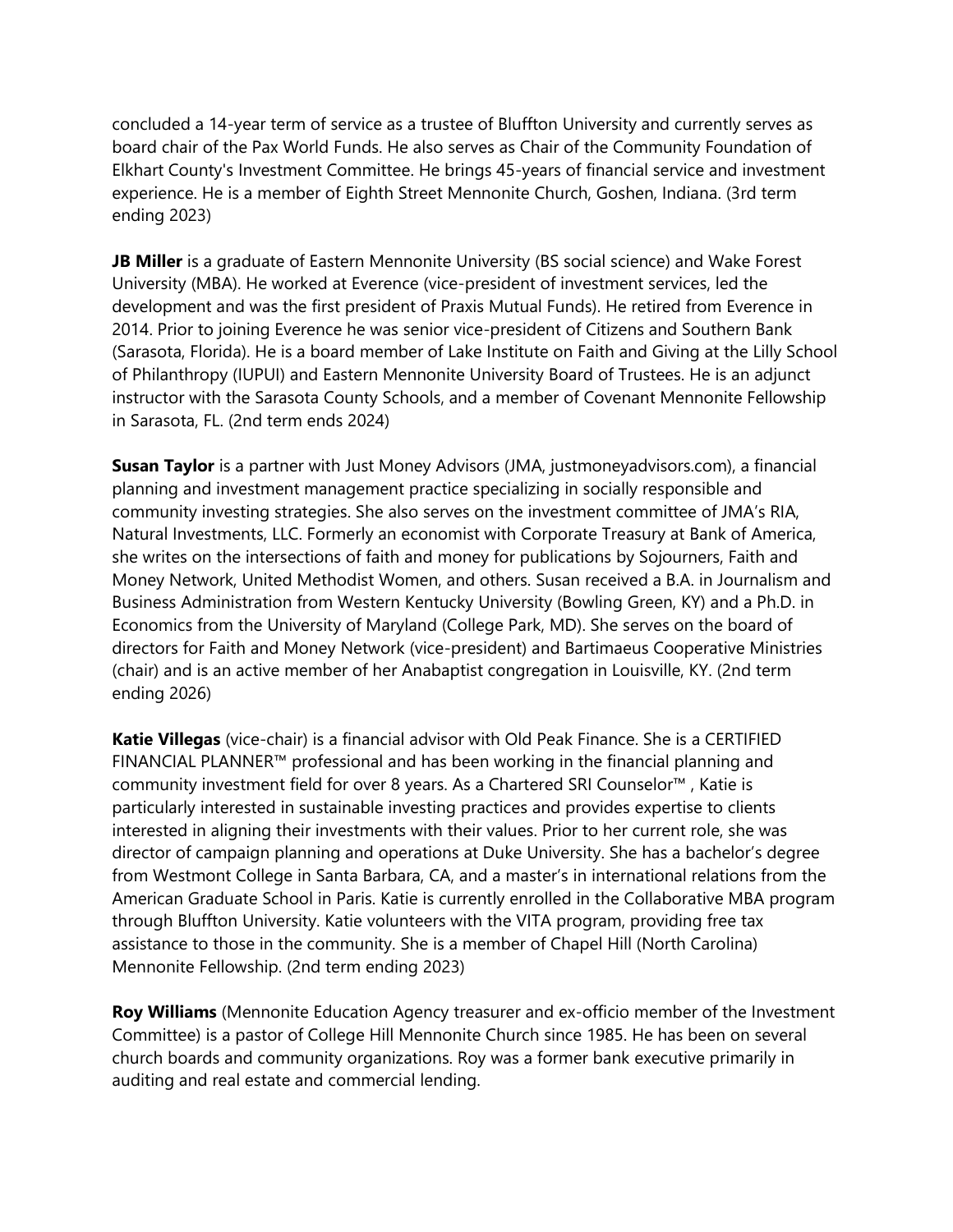concluded a 14-year term of service as a trustee of Bluffton University and currently serves as board chair of the Pax World Funds. He also serves as Chair of the Community Foundation of Elkhart County's Investment Committee. He brings 45-years of financial service and investment experience. He is a member of Eighth Street Mennonite Church, Goshen, Indiana. (3rd term ending 2023)

**JB Miller** is a graduate of Eastern Mennonite University (BS social science) and Wake Forest University (MBA). He worked at Everence (vice-president of investment services, led the development and was the first president of Praxis Mutual Funds). He retired from Everence in 2014. Prior to joining Everence he was senior vice-president of Citizens and Southern Bank (Sarasota, Florida). He is a board member of Lake Institute on Faith and Giving at the Lilly School of Philanthropy (IUPUI) and Eastern Mennonite University Board of Trustees. He is an adjunct instructor with the Sarasota County Schools, and a member of Covenant Mennonite Fellowship in Sarasota, FL. (2nd term ends 2024)

**Susan Taylor** is a partner with Just Money Advisors (JMA, justmoneyadvisors.com), a financial planning and investment management practice specializing in socially responsible and community investing strategies. She also serves on the investment committee of JMA's RIA, Natural Investments, LLC. Formerly an economist with Corporate Treasury at Bank of America, she writes on the intersections of faith and money for publications by Sojourners, Faith and Money Network, United Methodist Women, and others. Susan received a B.A. in Journalism and Business Administration from Western Kentucky University (Bowling Green, KY) and a Ph.D. in Economics from the University of Maryland (College Park, MD). She serves on the board of directors for Faith and Money Network (vice-president) and Bartimaeus Cooperative Ministries (chair) and is an active member of her Anabaptist congregation in Louisville, KY. (2nd term ending 2026)

**Katie Villegas** (vice-chair) is a financial advisor with Old Peak Finance. She is a CERTIFIED FINANCIAL PLANNER™ professional and has been working in the financial planning and community investment field for over 8 years. As a Chartered SRI Counselor™ , Katie is particularly interested in sustainable investing practices and provides expertise to clients interested in aligning their investments with their values. Prior to her current role, she was director of campaign planning and operations at Duke University. She has a bachelor's degree from Westmont College in Santa Barbara, CA, and a master's in international relations from the American Graduate School in Paris. Katie is currently enrolled in the Collaborative MBA program through Bluffton University. Katie volunteers with the VITA program, providing free tax assistance to those in the community. She is a member of Chapel Hill (North Carolina) Mennonite Fellowship. (2nd term ending 2023)

**Roy Williams** (Mennonite Education Agency treasurer and ex-officio member of the Investment Committee) is a pastor of College Hill Mennonite Church since 1985. He has been on several church boards and community organizations. Roy was a former bank executive primarily in auditing and real estate and commercial lending.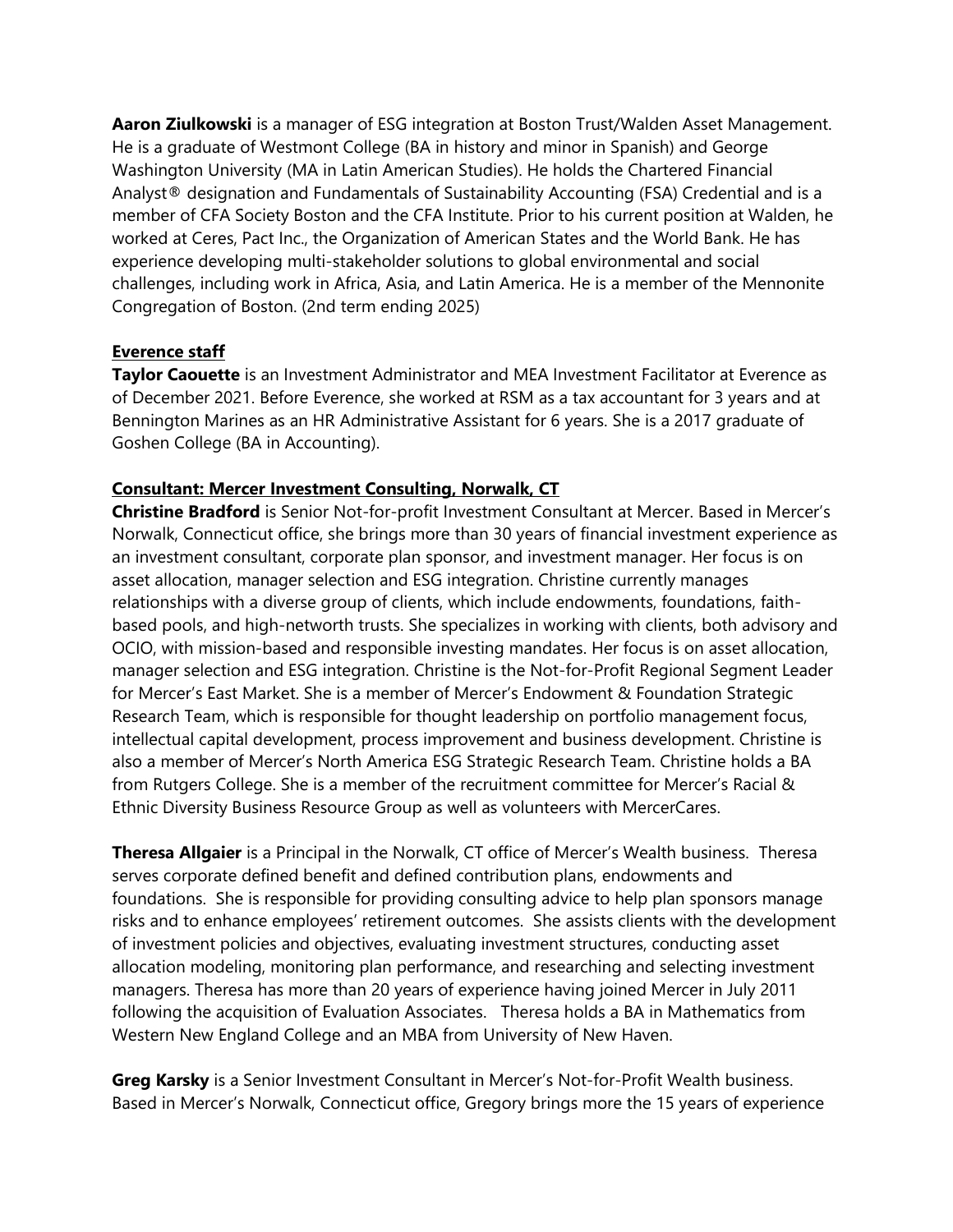**Aaron Ziulkowski** is a manager of ESG integration at Boston Trust/Walden Asset Management. He is a graduate of Westmont College (BA in history and minor in Spanish) and George Washington University (MA in Latin American Studies). He holds the Chartered Financial Analyst® designation and Fundamentals of Sustainability Accounting (FSA) Credential and is a member of CFA Society Boston and the CFA Institute. Prior to his current position at Walden, he worked at Ceres, Pact Inc., the Organization of American States and the World Bank. He has experience developing multi-stakeholder solutions to global environmental and social challenges, including work in Africa, Asia, and Latin America. He is a member of the Mennonite Congregation of Boston. (2nd term ending 2025)

__Everence staff__

**Taylor Caouette** is an Investment Administrator and MEA Investment Facilitator at Everence as of December 2021. Before Everence, she worked at RSM as a tax accountant for 3 years and at Bennington Marines as an HR Administrative Assistant for 6 years. She is a 2017 graduate of Goshen College (BA in Accounting).

__Consultant: Mercer Investment Consulting, Norwalk, CT__

**Christine Bradford** is Senior Not-for-profit Investment Consultant at Mercer. Based in Mercer's Norwalk, Connecticut office, she brings more than 30 years of financial investment experience as an investment consultant, corporate plan sponsor, and investment manager. Her focus is on asset allocation, manager selection and ESG integration. Christine currently manages relationships with a diverse group of clients, which include endowments, foundations, faith-based pools, and high-networth trusts. She specializes in working with clients, both advisory and OCIO, with mission-based and responsible investing mandates. Her focus is on asset allocation, manager selection and ESG integration. Christine is the Not-for-Profit Regional Segment Leader for Mercer's East Market. She is a member of Mercer's Endowment & Foundation Strategic Research Team, which is responsible for thought leadership on portfolio management focus, intellectual capital development, process improvement and business development. Christine is also a member of Mercer's North America ESG Strategic Research Team. Christine holds a BA from Rutgers College. She is a member of the recruitment committee for Mercer's Racial & Ethnic Diversity Business Resource Group as well as volunteers with MercerCares.

**Theresa Allgaier** is a Principal in the Norwalk, CT office of Mercer's Wealth business. Theresa serves corporate defined benefit and defined contribution plans, endowments and foundations. She is responsible for providing consulting advice to help plan sponsors manage risks and to enhance employees' retirement outcomes. She assists clients with the development of investment policies and objectives, evaluating investment structures, conducting asset allocation modeling, monitoring plan performance, and researching and selecting investment managers. Theresa has more than 20 years of experience having joined Mercer in July 2011 following the acquisition of Evaluation Associates. Theresa holds a BA in Mathematics from Western New England College and an MBA from University of New Haven.

**Greg Karsky** is a Senior Investment Consultant in Mercer's Not-for-Profit Wealth business. Based in Mercer's Norwalk, Connecticut office, Gregory brings more the 15 years of experience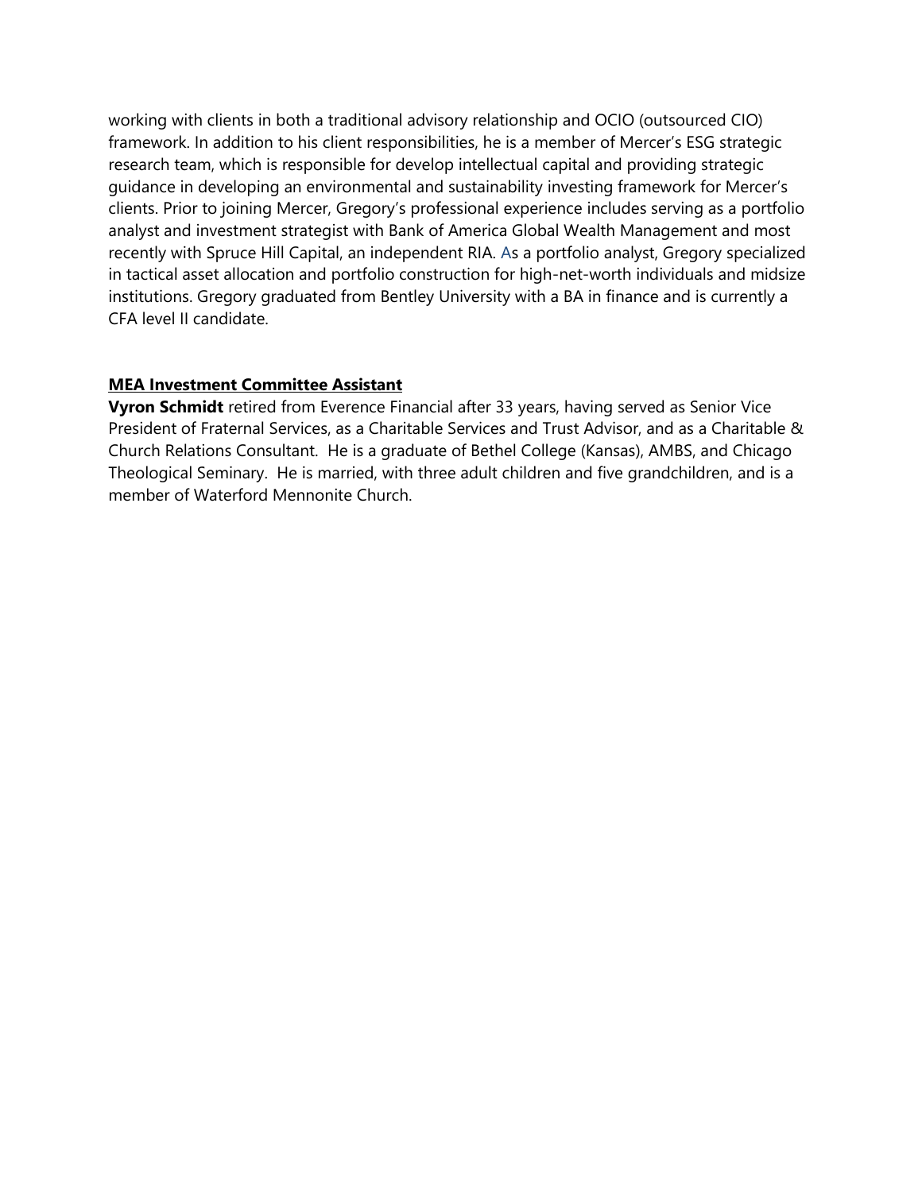working with clients in both a traditional advisory relationship and OCIO (outsourced CIO) framework. In addition to his client responsibilities, he is a member of Mercer's ESG strategic research team, which is responsible for develop intellectual capital and providing strategic guidance in developing an environmental and sustainability investing framework for Mercer's clients. Prior to joining Mercer, Gregory's professional experience includes serving as a portfolio analyst and investment strategist with Bank of America Global Wealth Management and most recently with Spruce Hill Capital, an independent RIA. As a portfolio analyst, Gregory specialized in tactical asset allocation and portfolio construction for high-net-worth individuals and midsize institutions. Gregory graduated from Bentley University with a BA in finance and is currently a CFA level II candidate.

**MEA Investment Committee Assistant**

**Vyron Schmidt** retired from Everence Financial after 33 years, having served as Senior Vice President of Fraternal Services, as a Charitable Services and Trust Advisor, and as a Charitable & Church Relations Consultant. He is a graduate of Bethel College (Kansas), AMBS, and Chicago Theological Seminary. He is married, with three adult children and five grandchildren, and is a member of Waterford Mennonite Church.